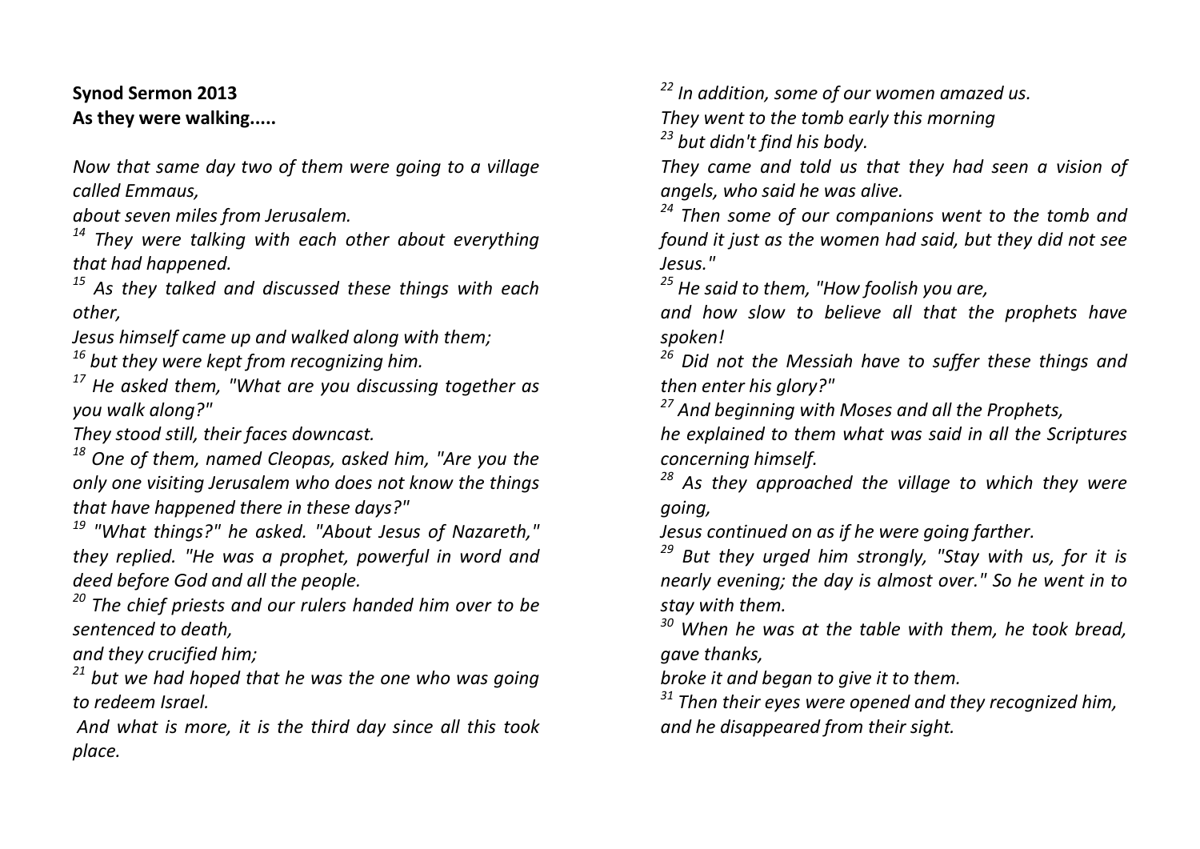**Synod Sermon 2013**
**As they were walking.....**

*Now that same day two of them were going to a village called Emmaus,*
*about seven miles from Jerusalem.*
*[14] They were talking with each other about everything that had happened.*
*[15] As they talked and discussed these things with each other,*
*Jesus himself came up and walked along with them;*
*[16] but they were kept from recognizing him.*
*[17] He asked them, "What are you discussing together as you walk along?"*
*They stood still, their faces downcast.*
*[18] One of them, named Cleopas, asked him, "Are you the only one visiting Jerusalem who does not know the things that have happened there in these days?"*
*[19] "What things?" he asked. "About Jesus of Nazareth," they replied. "He was a prophet, powerful in word and deed before God and all the people.*
*[20] The chief priests and our rulers handed him over to be sentenced to death,*
*and they crucified him;*
*[21] but we had hoped that he was the one who was going to redeem Israel.*
*And what is more, it is the third day since all this took place.*
*[22] In addition, some of our women amazed us.*
*They went to the tomb early this morning*
*[23] but didn't find his body.*
*They came and told us that they had seen a vision of angels, who said he was alive.*
*[24] Then some of our companions went to the tomb and found it just as the women had said, but they did not see Jesus."*
*[25] He said to them, "How foolish you are,*
*and how slow to believe all that the prophets have spoken!*
*[26] Did not the Messiah have to suffer these things and then enter his glory?"*
*[27] And beginning with Moses and all the Prophets,*
*he explained to them what was said in all the Scriptures concerning himself.*
*[28] As they approached the village to which they were going,*
*Jesus continued on as if he were going farther.*
*[29] But they urged him strongly, "Stay with us, for it is nearly evening; the day is almost over." So he went in to stay with them.*
*[30] When he was at the table with them, he took bread, gave thanks,*
*broke it and began to give it to them.*
*[31] Then their eyes were opened and they recognized him,*
*and he disappeared from their sight.*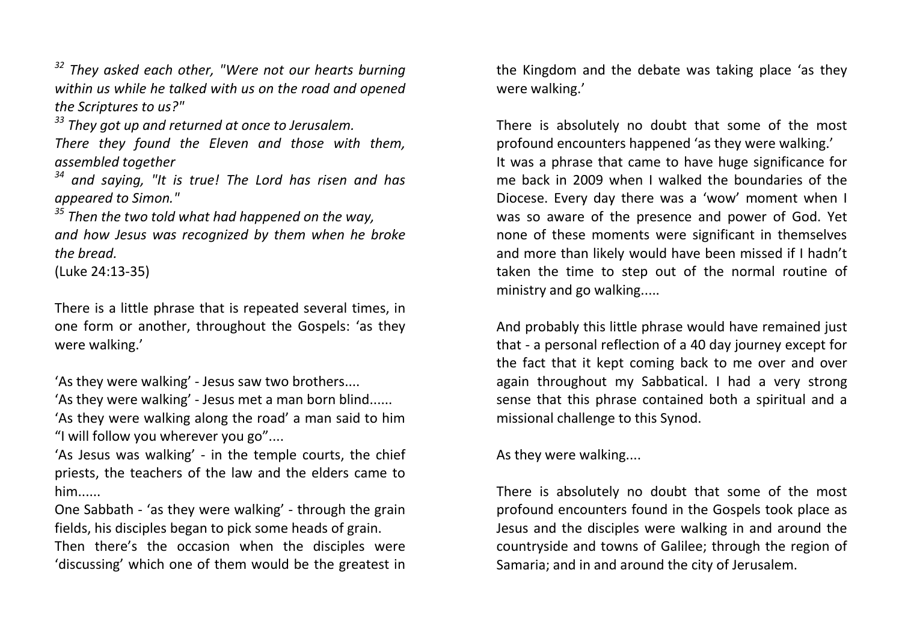*[32] They asked each other, "Were not our hearts burning within us while he talked with us on the road and opened the Scriptures to us?"*

*[33] They got up and returned at once to Jerusalem. There they found the Eleven and those with them, assembled together*

*[34] and saying, "It is true! The Lord has risen and has appeared to Simon."*

*[35] Then the two told what had happened on the way, and how Jesus was recognized by them when he broke the bread.*

(Luke 24:13-35)

There is a little phrase that is repeated several times, in one form or another, throughout the Gospels: 'as they were walking.'

'As they were walking' - Jesus saw two brothers....

'As they were walking' - Jesus met a man born blind......

'As they were walking along the road' a man said to him "I will follow you wherever you go"....

'As Jesus was walking' - in the temple courts, the chief priests, the teachers of the law and the elders came to him......

One Sabbath - 'as they were walking' - through the grain fields, his disciples began to pick some heads of grain.

Then there's the occasion when the disciples were 'discussing' which one of them would be the greatest in the Kingdom and the debate was taking place 'as they were walking.'

There is absolutely no doubt that some of the most profound encounters happened 'as they were walking.' It was a phrase that came to have huge significance for me back in 2009 when I walked the boundaries of the Diocese. Every day there was a 'wow' moment when I was so aware of the presence and power of God. Yet none of these moments were significant in themselves and more than likely would have been missed if I hadn't taken the time to step out of the normal routine of ministry and go walking.....

And probably this little phrase would have remained just that - a personal reflection of a 40 day journey except for the fact that it kept coming back to me over and over again throughout my Sabbatical. I had a very strong sense that this phrase contained both a spiritual and a missional challenge to this Synod.

As they were walking....

There is absolutely no doubt that some of the most profound encounters found in the Gospels took place as Jesus and the disciples were walking in and around the countryside and towns of Galilee; through the region of Samaria; and in and around the city of Jerusalem.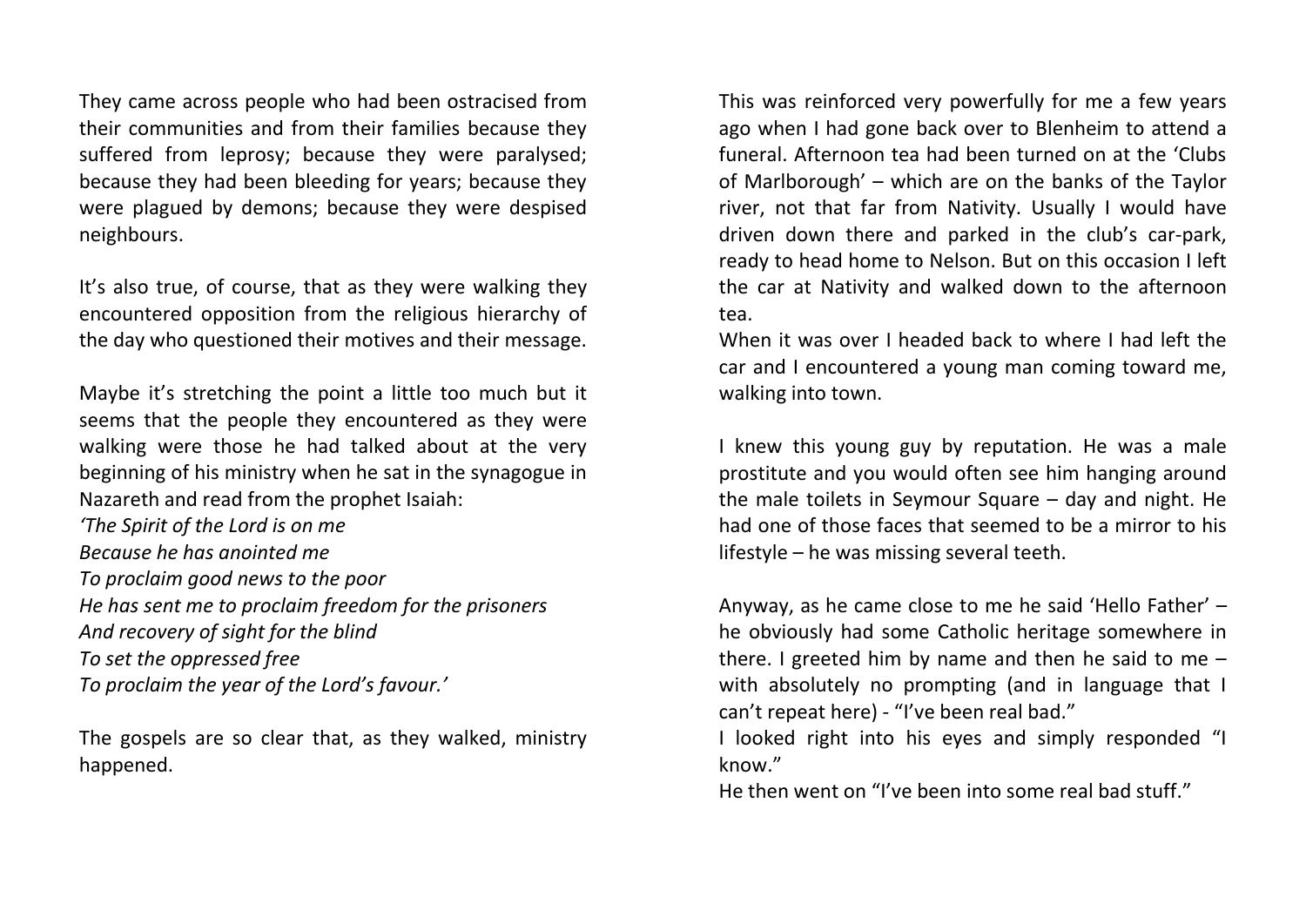They came across people who had been ostracised from their communities and from their families because they suffered from leprosy; because they were paralysed; because they had been bleeding for years; because they were plagued by demons; because they were despised neighbours.

It's also true, of course, that as they were walking they encountered opposition from the religious hierarchy of the day who questioned their motives and their message.

Maybe it's stretching the point a little too much but it seems that the people they encountered as they were walking were those he had talked about at the very beginning of his ministry when he sat in the synagogue in Nazareth and read from the prophet Isaiah:
*'The Spirit of the Lord is on me*
*Because he has anointed me*
*To proclaim good news to the poor*
*He has sent me to proclaim freedom for the prisoners*
*And recovery of sight for the blind*
*To set the oppressed free*
*To proclaim the year of the Lord's favour.'*

The gospels are so clear that, as they walked, ministry happened.

This was reinforced very powerfully for me a few years ago when I had gone back over to Blenheim to attend a funeral. Afternoon tea had been turned on at the 'Clubs of Marlborough' – which are on the banks of the Taylor river, not that far from Nativity. Usually I would have driven down there and parked in the club's car-park, ready to head home to Nelson. But on this occasion I left the car at Nativity and walked down to the afternoon tea.
When it was over I headed back to where I had left the car and I encountered a young man coming toward me, walking into town.

I knew this young guy by reputation. He was a male prostitute and you would often see him hanging around the male toilets in Seymour Square – day and night. He had one of those faces that seemed to be a mirror to his lifestyle – he was missing several teeth.

Anyway, as he came close to me he said 'Hello Father' – he obviously had some Catholic heritage somewhere in there. I greeted him by name and then he said to me – with absolutely no prompting (and in language that I can't repeat here) - "I've been real bad."
I looked right into his eyes and simply responded "I know."
He then went on "I've been into some real bad stuff."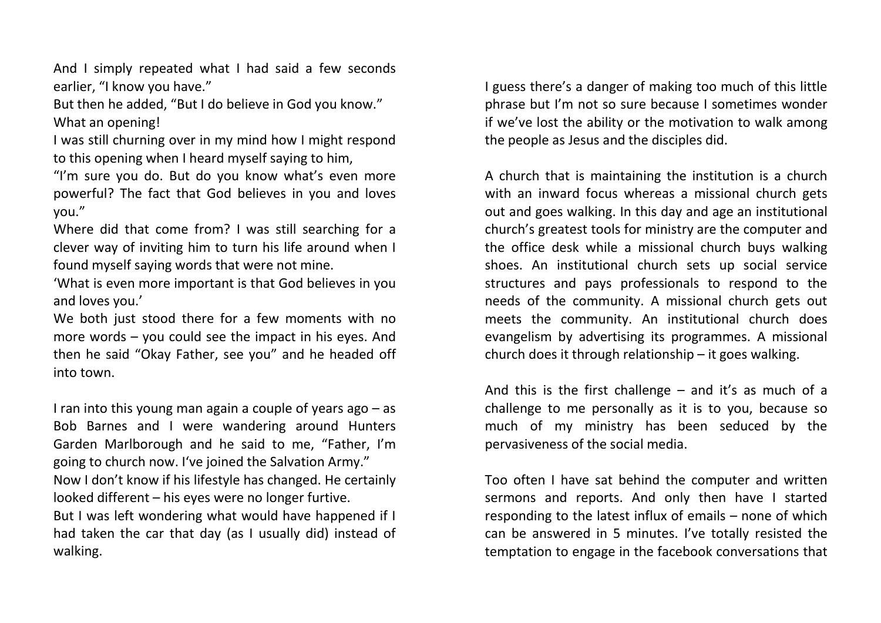And I simply repeated what I had said a few seconds earlier, "I know you have."

But then he added, "But I do believe in God you know."

What an opening!

I was still churning over in my mind how I might respond to this opening when I heard myself saying to him,

"I'm sure you do. But do you know what's even more powerful? The fact that God believes in you and loves you."

Where did that come from? I was still searching for a clever way of inviting him to turn his life around when I found myself saying words that were not mine.

'What is even more important is that God believes in you and loves you.'

We both just stood there for a few moments with no more words – you could see the impact in his eyes. And then he said "Okay Father, see you" and he headed off into town.

I ran into this young man again a couple of years ago – as Bob Barnes and I were wandering around Hunters Garden Marlborough and he said to me, "Father, I'm going to church now. I've joined the Salvation Army."

Now I don't know if his lifestyle has changed. He certainly looked different – his eyes were no longer furtive.

But I was left wondering what would have happened if I had taken the car that day (as I usually did) instead of walking.

I guess there's a danger of making too much of this little phrase but I'm not so sure because I sometimes wonder if we've lost the ability or the motivation to walk among the people as Jesus and the disciples did.

A church that is maintaining the institution is a church with an inward focus whereas a missional church gets out and goes walking. In this day and age an institutional church's greatest tools for ministry are the computer and the office desk while a missional church buys walking shoes. An institutional church sets up social service structures and pays professionals to respond to the needs of the community. A missional church gets out meets the community. An institutional church does evangelism by advertising its programmes. A missional church does it through relationship – it goes walking.

And this is the first challenge – and it's as much of a challenge to me personally as it is to you, because so much of my ministry has been seduced by the pervasiveness of the social media.

Too often I have sat behind the computer and written sermons and reports. And only then have I started responding to the latest influx of emails – none of which can be answered in 5 minutes. I've totally resisted the temptation to engage in the facebook conversations that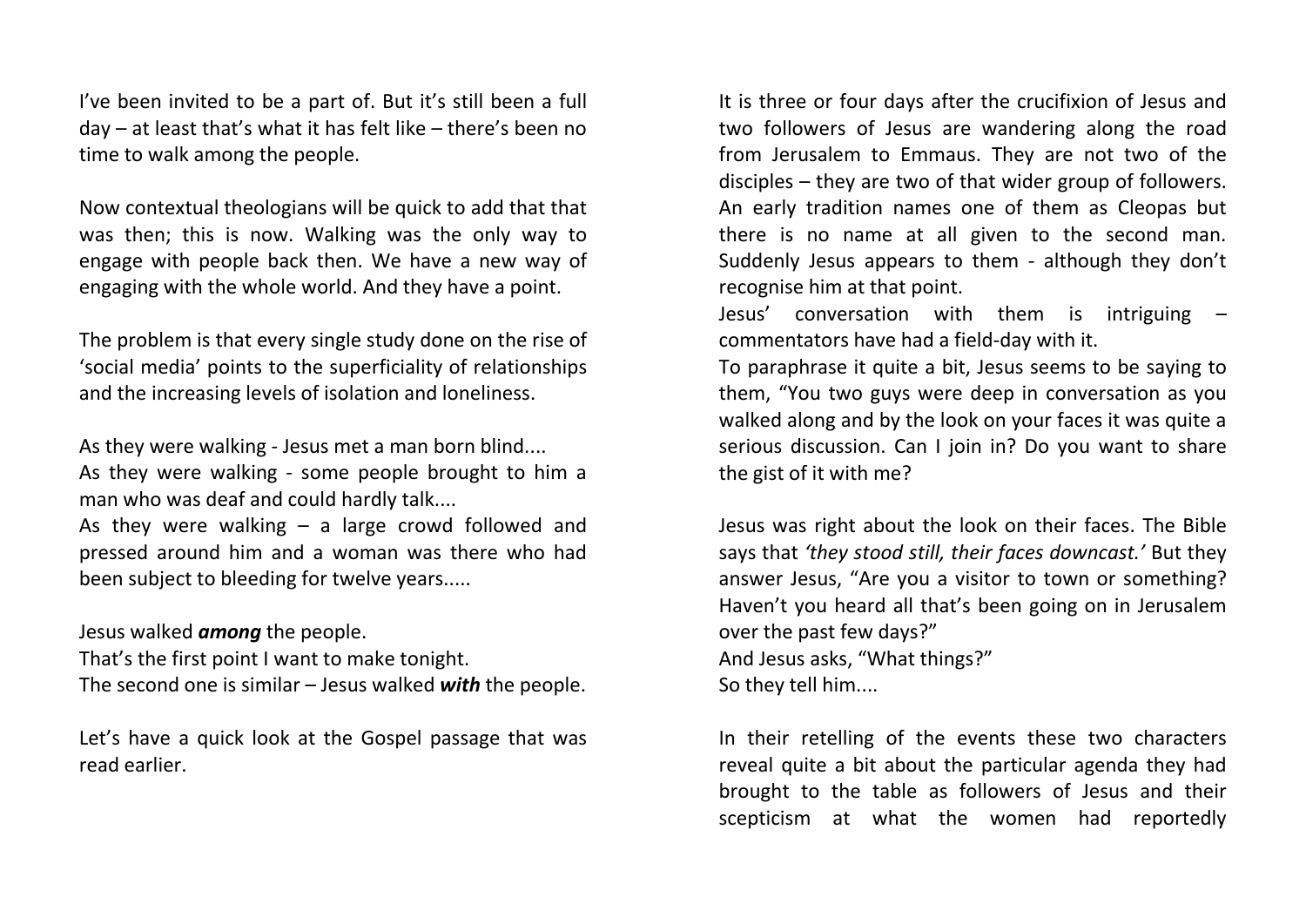I've been invited to be a part of. But it's still been a full day – at least that's what it has felt like – there's been no time to walk among the people.

Now contextual theologians will be quick to add that that was then; this is now. Walking was the only way to engage with people back then. We have a new way of engaging with the whole world. And they have a point.

The problem is that every single study done on the rise of 'social media' points to the superficiality of relationships and the increasing levels of isolation and loneliness.

As they were walking - Jesus met a man born blind....
As they were walking - some people brought to him a man who was deaf and could hardly talk....
As they were walking – a large crowd followed and pressed around him and a woman was there who had been subject to bleeding for twelve years.....

Jesus walked ***among*** the people.
That's the first point I want to make tonight.
The second one is similar – Jesus walked ***with*** the people.

Let's have a quick look at the Gospel passage that was read earlier.

It is three or four days after the crucifixion of Jesus and two followers of Jesus are wandering along the road from Jerusalem to Emmaus. They are not two of the disciples – they are two of that wider group of followers. An early tradition names one of them as Cleopas but there is no name at all given to the second man. Suddenly Jesus appears to them - although they don't recognise him at that point.
Jesus' conversation with them is intriguing – commentators have had a field-day with it.
To paraphrase it quite a bit, Jesus seems to be saying to them, "You two guys were deep in conversation as you walked along and by the look on your faces it was quite a serious discussion. Can I join in? Do you want to share the gist of it with me?

Jesus was right about the look on their faces. The Bible says that *'they stood still, their faces downcast.'* But they answer Jesus, "Are you a visitor to town or something? Haven't you heard all that's been going on in Jerusalem over the past few days?"
And Jesus asks, "What things?"
So they tell him....

In their retelling of the events these two characters reveal quite a bit about the particular agenda they had brought to the table as followers of Jesus and their scepticism at what the women had reportedly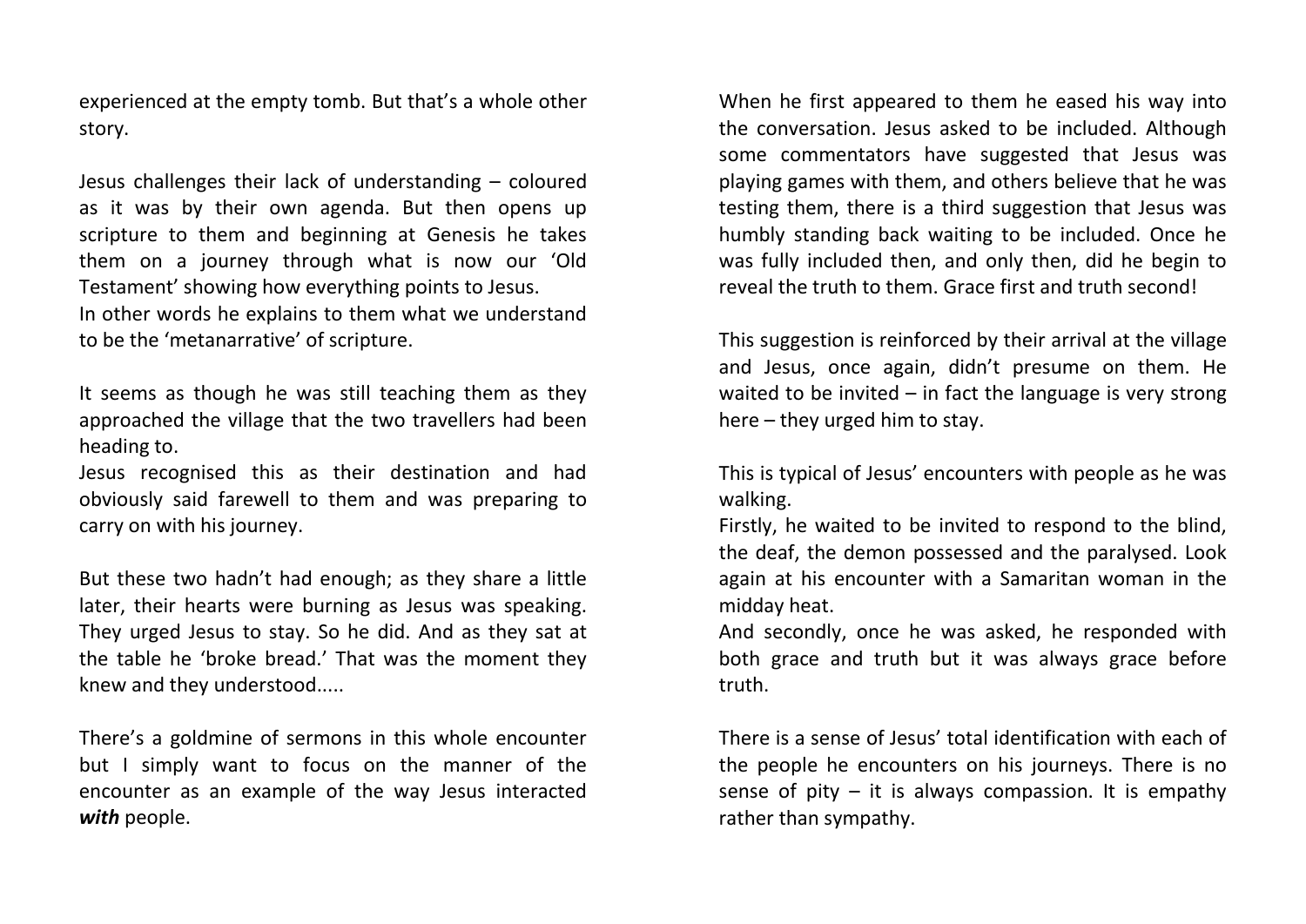experienced at the empty tomb. But that's a whole other story.

Jesus challenges their lack of understanding – coloured as it was by their own agenda. But then opens up scripture to them and beginning at Genesis he takes them on a journey through what is now our 'Old Testament' showing how everything points to Jesus.
In other words he explains to them what we understand to be the 'metanarrative' of scripture.

It seems as though he was still teaching them as they approached the village that the two travellers had been heading to.
Jesus recognised this as their destination and had obviously said farewell to them and was preparing to carry on with his journey.

But these two hadn't had enough; as they share a little later, their hearts were burning as Jesus was speaking. They urged Jesus to stay. So he did. And as they sat at the table he 'broke bread.' That was the moment they knew and they understood.....

There's a goldmine of sermons in this whole encounter but I simply want to focus on the manner of the encounter as an example of the way Jesus interacted ***with*** people.

When he first appeared to them he eased his way into the conversation. Jesus asked to be included. Although some commentators have suggested that Jesus was playing games with them, and others believe that he was testing them, there is a third suggestion that Jesus was humbly standing back waiting to be included. Once he was fully included then, and only then, did he begin to reveal the truth to them. Grace first and truth second!

This suggestion is reinforced by their arrival at the village and Jesus, once again, didn't presume on them. He waited to be invited – in fact the language is very strong here – they urged him to stay.

This is typical of Jesus' encounters with people as he was walking.
Firstly, he waited to be invited to respond to the blind, the deaf, the demon possessed and the paralysed. Look again at his encounter with a Samaritan woman in the midday heat.
And secondly, once he was asked, he responded with both grace and truth but it was always grace before truth.

There is a sense of Jesus' total identification with each of the people he encounters on his journeys. There is no sense of pity – it is always compassion. It is empathy rather than sympathy.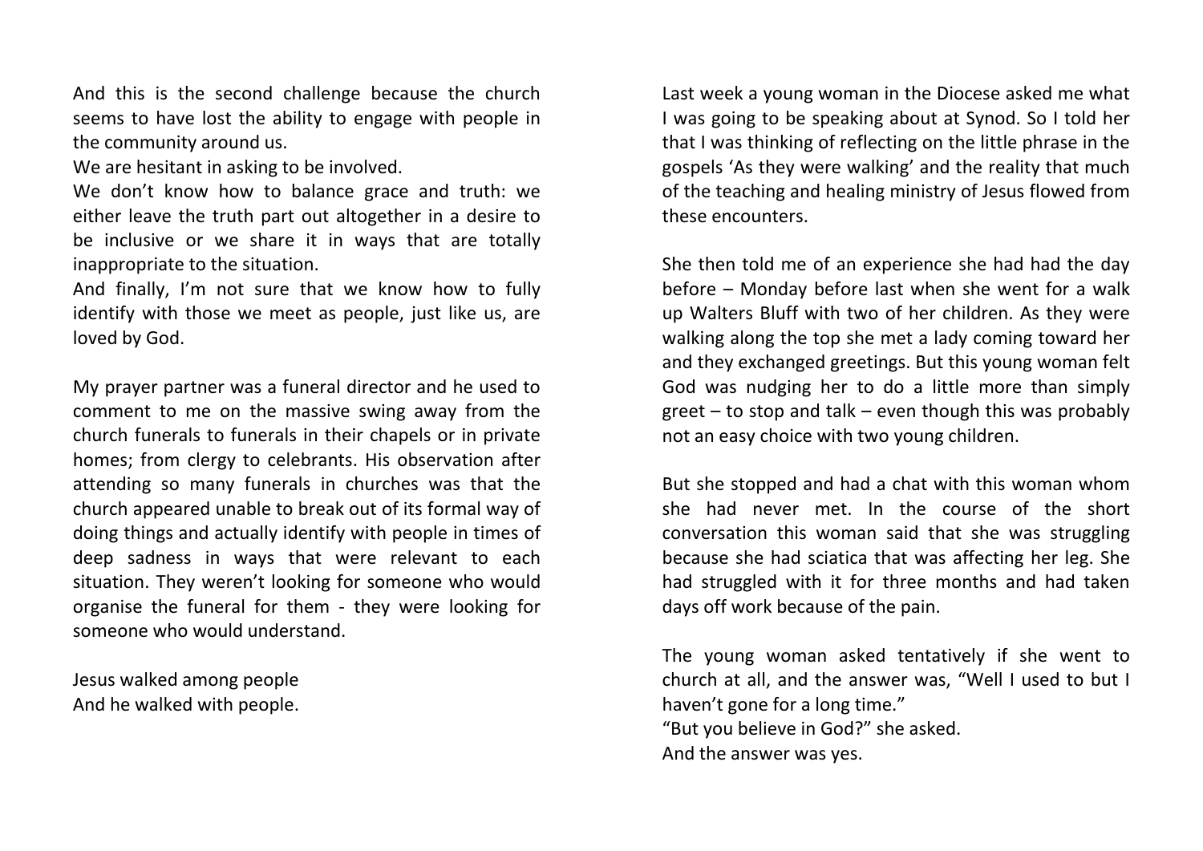And this is the second challenge because the church seems to have lost the ability to engage with people in the community around us.

We are hesitant in asking to be involved.

We don't know how to balance grace and truth: we either leave the truth part out altogether in a desire to be inclusive or we share it in ways that are totally inappropriate to the situation.

And finally, I'm not sure that we know how to fully identify with those we meet as people, just like us, are loved by God.

My prayer partner was a funeral director and he used to comment to me on the massive swing away from the church funerals to funerals in their chapels or in private homes; from clergy to celebrants. His observation after attending so many funerals in churches was that the church appeared unable to break out of its formal way of doing things and actually identify with people in times of deep sadness in ways that were relevant to each situation. They weren't looking for someone who would organise the funeral for them - they were looking for someone who would understand.

Jesus walked among people
And he walked with people.

Last week a young woman in the Diocese asked me what I was going to be speaking about at Synod. So I told her that I was thinking of reflecting on the little phrase in the gospels 'As they were walking' and the reality that much of the teaching and healing ministry of Jesus flowed from these encounters.

She then told me of an experience she had had the day before – Monday before last when she went for a walk up Walters Bluff with two of her children. As they were walking along the top she met a lady coming toward her and they exchanged greetings. But this young woman felt God was nudging her to do a little more than simply greet – to stop and talk – even though this was probably not an easy choice with two young children.

But she stopped and had a chat with this woman whom she had never met. In the course of the short conversation this woman said that she was struggling because she had sciatica that was affecting her leg. She had struggled with it for three months and had taken days off work because of the pain.

The young woman asked tentatively if she went to church at all, and the answer was, "Well I used to but I haven't gone for a long time."

"But you believe in God?" she asked.

And the answer was yes.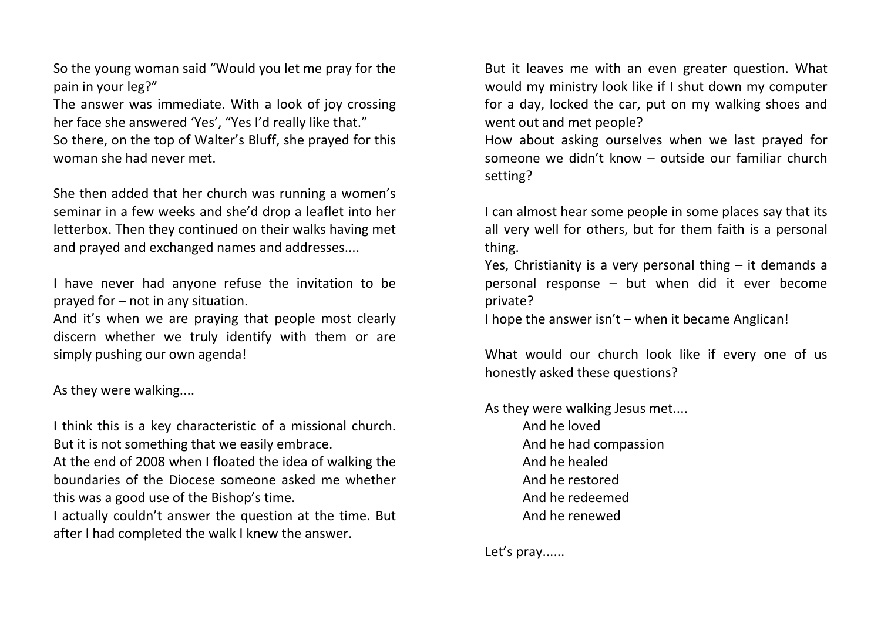So the young woman said “Would you let me pray for the pain in your leg?”
The answer was immediate. With a look of joy crossing her face she answered ‘Yes’, “Yes I’d really like that.”
So there, on the top of Walter’s Bluff, she prayed for this woman she had never met.

She then added that her church was running a women’s seminar in a few weeks and she’d drop a leaflet into her letterbox. Then they continued on their walks having met and prayed and exchanged names and addresses....

I have never had anyone refuse the invitation to be prayed for – not in any situation.
And it’s when we are praying that people most clearly discern whether we truly identify with them or are simply pushing our own agenda!

As they were walking....

I think this is a key characteristic of a missional church. But it is not something that we easily embrace.
At the end of 2008 when I floated the idea of walking the boundaries of the Diocese someone asked me whether this was a good use of the Bishop’s time.
I actually couldn’t answer the question at the time. But after I had completed the walk I knew the answer.

But it leaves me with an even greater question. What would my ministry look like if I shut down my computer for a day, locked the car, put on my walking shoes and went out and met people?
How about asking ourselves when we last prayed for someone we didn’t know – outside our familiar church setting?

I can almost hear some people in some places say that its all very well for others, but for them faith is a personal thing.
Yes, Christianity is a very personal thing – it demands a personal response – but when did it ever become private?
I hope the answer isn’t – when it became Anglican!

What would our church look like if every one of us honestly asked these questions?

As they were walking Jesus met....
And he loved
And he had compassion
And he healed
And he restored
And he redeemed
And he renewed

Let’s pray......